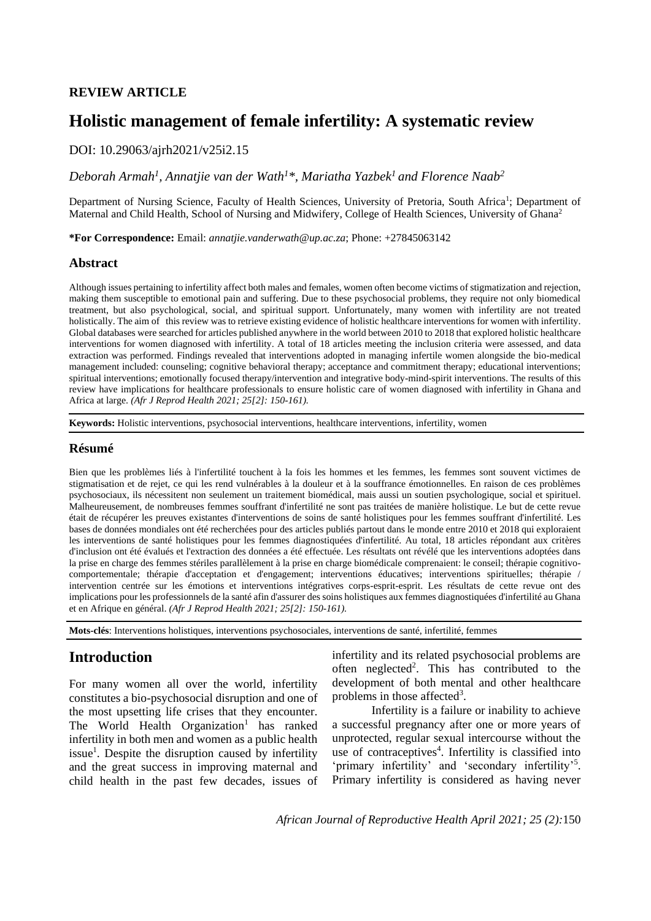**REVIEW ARTICLE**

# Holistic management of female infertility: A systematic review

DOI: 10.29063/ajrh2021/v25i2.15

*Deborah Armah[1], Annatjie van der Wath[1]*, Mariatha Yazbek[1] and Florence Naab[2]*

Department of Nursing Science, Faculty of Health Sciences, University of Pretoria, South Africa[1]; Department of Maternal and Child Health, School of Nursing and Midwifery, College of Health Sciences, University of Ghana[2]

**\*For Correspondence:** Email: *annatjie.vanderwath@up.ac.za*; Phone: +27845063142

## Abstract

Although issues pertaining to infertility affect both males and females, women often become victims of stigmatization and rejection, making them susceptible to emotional pain and suffering. Due to these psychosocial problems, they require not only biomedical treatment, but also psychological, social, and spiritual support. Unfortunately, many women with infertility are not treated holistically. The aim of this review was to retrieve existing evidence of holistic healthcare interventions for women with infertility. Global databases were searched for articles published anywhere in the world between 2010 to 2018 that explored holistic healthcare interventions for women diagnosed with infertility. A total of 18 articles meeting the inclusion criteria were assessed, and data extraction was performed. Findings revealed that interventions adopted in managing infertile women alongside the bio-medical management included: counseling; cognitive behavioral therapy; acceptance and commitment therapy; educational interventions; spiritual interventions; emotionally focused therapy/intervention and integrative body-mind-spirit interventions. The results of this review have implications for healthcare professionals to ensure holistic care of women diagnosed with infertility in Ghana and Africa at large. *(Afr J Reprod Health 2021; 25[2]: 150-161).*

**Keywords:** Holistic interventions, psychosocial interventions, healthcare interventions, infertility, women

## Résumé

Bien que les problèmes liés à l'infertilité touchent à la fois les hommes et les femmes, les femmes sont souvent victimes de stigmatisation et de rejet, ce qui les rend vulnérables à la douleur et à la souffrance émotionnelles. En raison de ces problèmes psychosociaux, ils nécessitent non seulement un traitement biomédical, mais aussi un soutien psychologique, social et spirituel. Malheureusement, de nombreuses femmes souffrant d'infertilité ne sont pas traitées de manière holistique. Le but de cette revue était de récupérer les preuves existantes d'interventions de soins de santé holistiques pour les femmes souffrant d'infertilité. Les bases de données mondiales ont été recherchées pour des articles publiés partout dans le monde entre 2010 et 2018 qui exploraient les interventions de santé holistiques pour les femmes diagnostiquées d'infertilité. Au total, 18 articles répondant aux critères d'inclusion ont été évalués et l'extraction des données a été effectuée. Les résultats ont révélé que les interventions adoptées dans la prise en charge des femmes stériles parallèlement à la prise en charge biomédicale comprenaient: le conseil; thérapie cognitivo-comportementale; thérapie d'acceptation et d'engagement; interventions éducatives; interventions spirituelles; thérapie / intervention centrée sur les émotions et interventions intégratives corps-esprit-esprit. Les résultats de cette revue ont des implications pour les professionnels de la santé afin d'assurer des soins holistiques aux femmes diagnostiquées d'infertilité au Ghana et en Afrique en général. *(Afr J Reprod Health 2021; 25[2]: 150-161).*

**Mots-clés**: Interventions holistiques, interventions psychosociales, interventions de santé, infertilité, femmes

## Introduction

For many women all over the world, infertility constitutes a bio-psychosocial disruption and one of the most upsetting life crises that they encounter. The World Health Organization[1] has ranked infertility in both men and women as a public health issue[1]. Despite the disruption caused by infertility and the great success in improving maternal and child health in the past few decades, issues of infertility and its related psychosocial problems are often neglected[2]. This has contributed to the development of both mental and other healthcare problems in those affected[3].

Infertility is a failure or inability to achieve a successful pregnancy after one or more years of unprotected, regular sexual intercourse without the use of contraceptives[4]. Infertility is classified into 'primary infertility' and 'secondary infertility'[5]. Primary infertility is considered as having never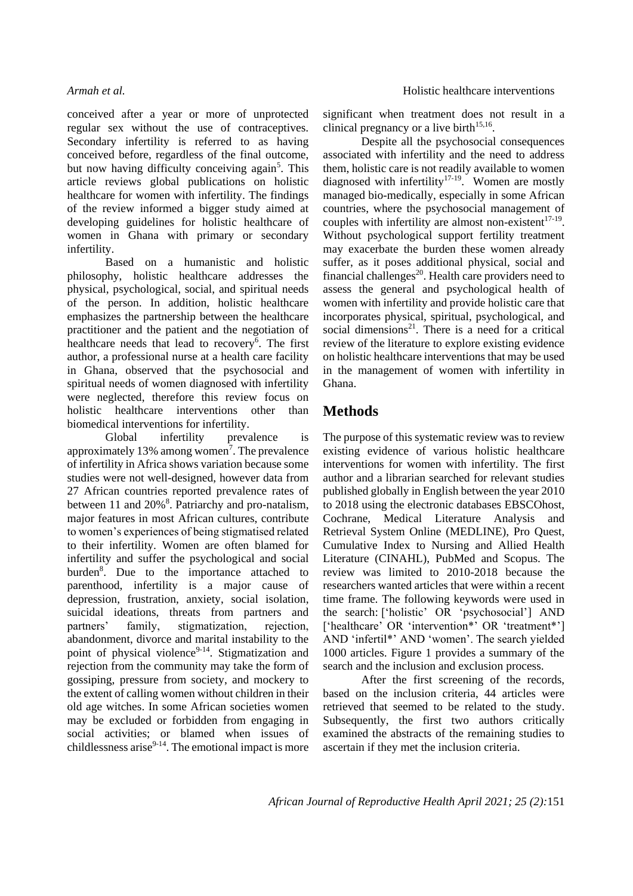conceived after a year or more of unprotected regular sex without the use of contraceptives. Secondary infertility is referred to as having conceived before, regardless of the final outcome, but now having difficulty conceiving again[5]. This article reviews global publications on holistic healthcare for women with infertility. The findings of the review informed a bigger study aimed at developing guidelines for holistic healthcare of women in Ghana with primary or secondary infertility.

Based on a humanistic and holistic philosophy, holistic healthcare addresses the physical, psychological, social, and spiritual needs of the person. In addition, holistic healthcare emphasizes the partnership between the healthcare practitioner and the patient and the negotiation of healthcare needs that lead to recovery[6]. The first author, a professional nurse at a health care facility in Ghana, observed that the psychosocial and spiritual needs of women diagnosed with infertility were neglected, therefore this review focus on holistic healthcare interventions other than biomedical interventions for infertility.

Global infertility prevalence is approximately 13% among women[7]. The prevalence of infertility in Africa shows variation because some studies were not well-designed, however data from 27 African countries reported prevalence rates of between 11 and 20%[8]. Patriarchy and pro-natalism, major features in most African cultures, contribute to women's experiences of being stigmatised related to their infertility. Women are often blamed for infertility and suffer the psychological and social burden[8]. Due to the importance attached to parenthood, infertility is a major cause of depression, frustration, anxiety, social isolation, suicidal ideations, threats from partners and partners' family, stigmatization, rejection, abandonment, divorce and marital instability to the point of physical violence[9-14]. Stigmatization and rejection from the community may take the form of gossiping, pressure from society, and mockery to the extent of calling women without children in their old age witches. In some African societies women may be excluded or forbidden from engaging in social activities; or blamed when issues of childlessness arise[9-14]. The emotional impact is more significant when treatment does not result in a clinical pregnancy or a live birth[15,16].

Despite all the psychosocial consequences associated with infertility and the need to address them, holistic care is not readily available to women diagnosed with infertility[17-19]. Women are mostly managed bio-medically, especially in some African countries, where the psychosocial management of couples with infertility are almost non-existent[17-19]. Without psychological support fertility treatment may exacerbate the burden these women already suffer, as it poses additional physical, social and financial challenges[20]. Health care providers need to assess the general and psychological health of women with infertility and provide holistic care that incorporates physical, spiritual, psychological, and social dimensions[21]. There is a need for a critical review of the literature to explore existing evidence on holistic healthcare interventions that may be used in the management of women with infertility in Ghana.

## Methods

The purpose of this systematic review was to review existing evidence of various holistic healthcare interventions for women with infertility. The first author and a librarian searched for relevant studies published globally in English between the year 2010 to 2018 using the electronic databases EBSCOhost, Cochrane, Medical Literature Analysis and Retrieval System Online (MEDLINE), Pro Quest, Cumulative Index to Nursing and Allied Health Literature (CINAHL), PubMed and Scopus. The review was limited to 2010-2018 because the researchers wanted articles that were within a recent time frame. The following keywords were used in the search: ['holistic' OR 'psychosocial'] AND ['healthcare' OR 'intervention*' OR 'treatment*'] AND 'infertil*' AND 'women'. The search yielded 1000 articles. Figure 1 provides a summary of the search and the inclusion and exclusion process.

After the first screening of the records, based on the inclusion criteria, 44 articles were retrieved that seemed to be related to the study. Subsequently, the first two authors critically examined the abstracts of the remaining studies to ascertain if they met the inclusion criteria.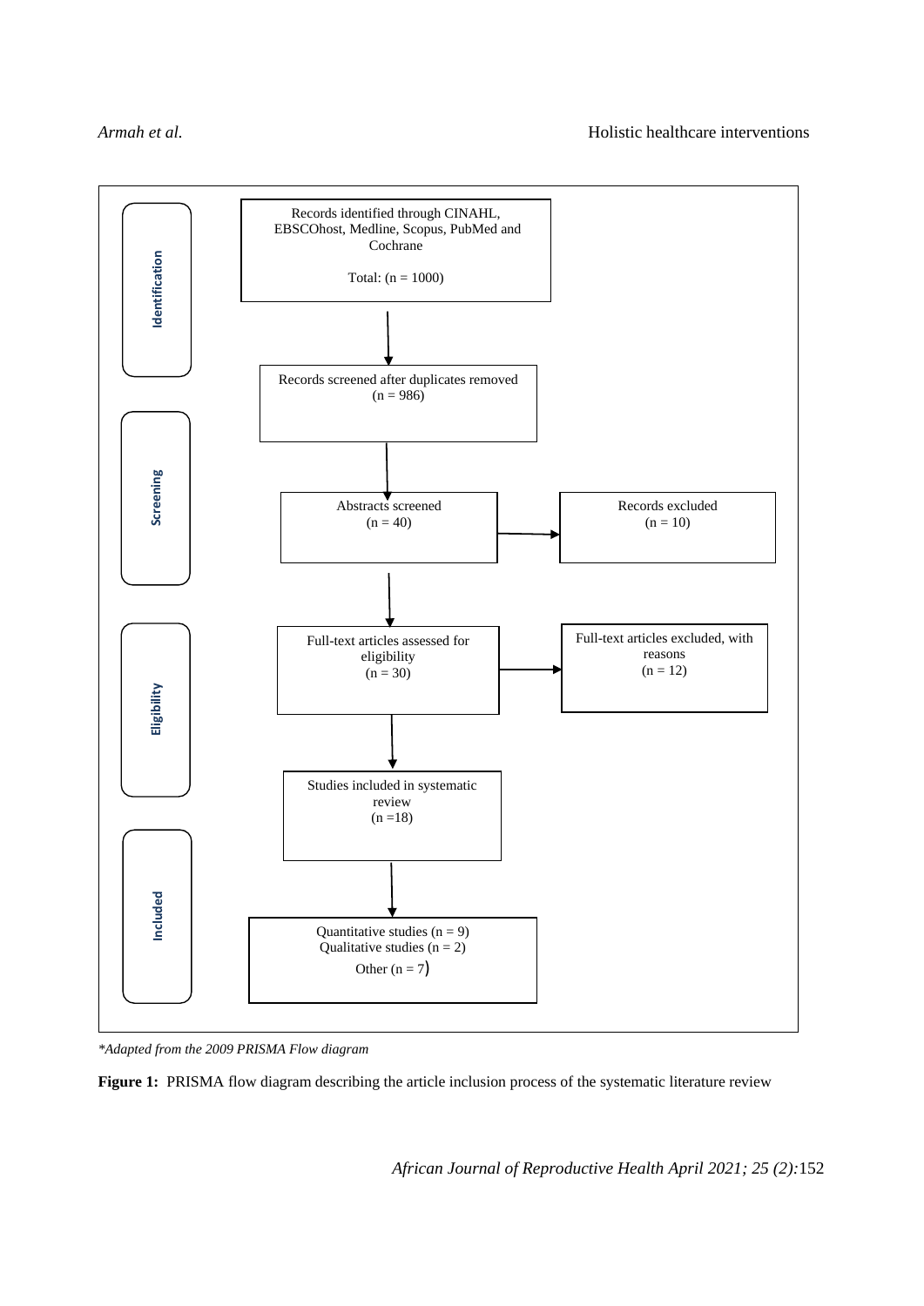**Identification**

Records identified through CINAHL, EBSCOhost, Medline, Scopus, PubMed and Cochrane

Total: (n = 1000)

**Screening**

Records screened after duplicates removed
(n = 986)

Abstracts screened
(n = 40)

Records excluded
(n = 10)

**Eligibility**

Full-text articles assessed for eligibility
(n = 30)

Full-text articles excluded, with reasons
(n = 12)

**Included**

Studies included in systematic review
(n =18)

Quantitative studies (n = 9)
Qualitative studies (n = 2)
Other (n = 7)

*\*Adapted from the 2009 PRISMA Flow diagram*

**Figure 1:** PRISMA flow diagram describing the article inclusion process of the systematic literature review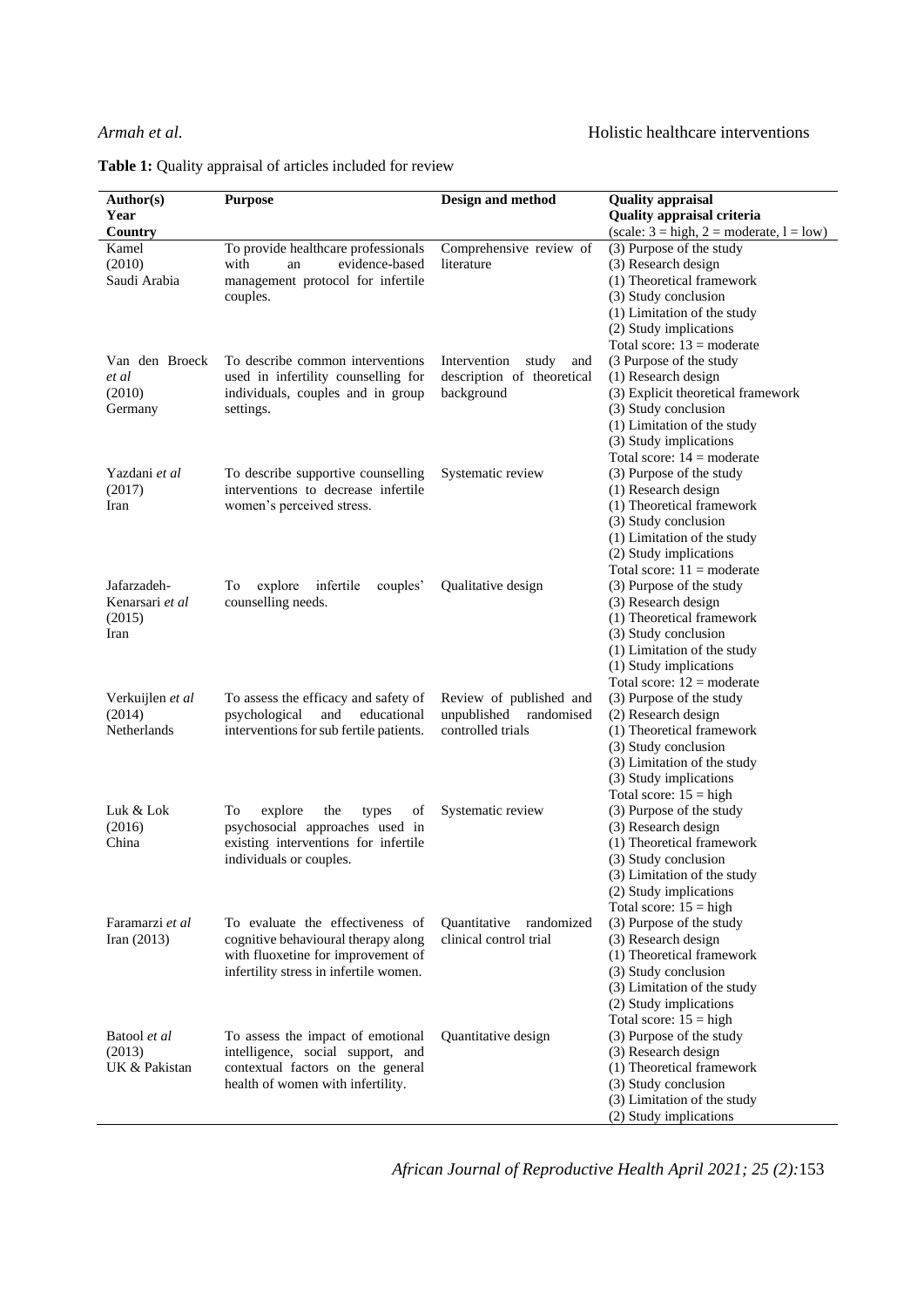**Table 1:** Quality appraisal of articles included for review

| Author(s) Year Country | Purpose | Design and method | Quality appraisal Quality appraisal criteria (scale: 3 = high, 2 = moderate, l = low) |
|---|---|---|---|
| Kamel (2010) Saudi Arabia | To provide healthcare professionals with an evidence-based management protocol for infertile couples. | Comprehensive review of literature | (3) Purpose of the study<br>(3) Research design<br>(1) Theoretical framework<br>(3) Study conclusion<br>(1) Limitation of the study<br>(2) Study implications<br>Total score: 13 = moderate |
| Van den Broeck *et al* (2010) Germany | To describe common interventions used in infertility counselling for individuals, couples and in group settings. | Intervention study and description of theoretical background | (3 Purpose of the study<br>(1) Research design<br>(3) Explicit theoretical framework<br>(3) Study conclusion<br>(1) Limitation of the study<br>(3) Study implications<br>Total score: 14 = moderate |
| Yazdani *et al* (2017) Iran | To describe supportive counselling interventions to decrease infertile women's perceived stress. | Systematic review | (3) Purpose of the study<br>(1) Research design<br>(1) Theoretical framework<br>(3) Study conclusion<br>(1) Limitation of the study<br>(2) Study implications<br>Total score: 11 = moderate |
| Jafarzadeh-Kenarsari *et al* (2015) Iran | To explore infertile couples' counselling needs. | Qualitative design | (3) Purpose of the study<br>(3) Research design<br>(1) Theoretical framework<br>(3) Study conclusion<br>(1) Limitation of the study<br>(1) Study implications<br>Total score: 12 = moderate |
| Verkuijlen *et al* (2014) Netherlands | To assess the efficacy and safety of psychological and educational interventions for sub fertile patients. | Review of published and unpublished randomised controlled trials | (3) Purpose of the study<br>(2) Research design<br>(1) Theoretical framework<br>(3) Study conclusion<br>(3) Limitation of the study<br>(3) Study implications<br>Total score: 15 = high |
| Luk & Lok (2016) China | To explore the types of psychosocial approaches used in existing interventions for infertile individuals or couples. | Systematic review | (3) Purpose of the study<br>(3) Research design<br>(1) Theoretical framework<br>(3) Study conclusion<br>(3) Limitation of the study<br>(2) Study implications<br>Total score: 15 = high |
| Faramarzi *et al* Iran (2013) | To evaluate the effectiveness of cognitive behavioural therapy along with fluoxetine for improvement of infertility stress in infertile women. | Quantitative randomized clinical control trial | (3) Purpose of the study<br>(3) Research design<br>(1) Theoretical framework<br>(3) Study conclusion<br>(3) Limitation of the study<br>(2) Study implications<br>Total score: 15 = high |
| Batool *et al* (2013) UK & Pakistan | To assess the impact of emotional intelligence, social support, and contextual factors on the general health of women with infertility. | Quantitative design | (3) Purpose of the study<br>(3) Research design<br>(1) Theoretical framework<br>(3) Study conclusion<br>(3) Limitation of the study<br>(2) Study implications |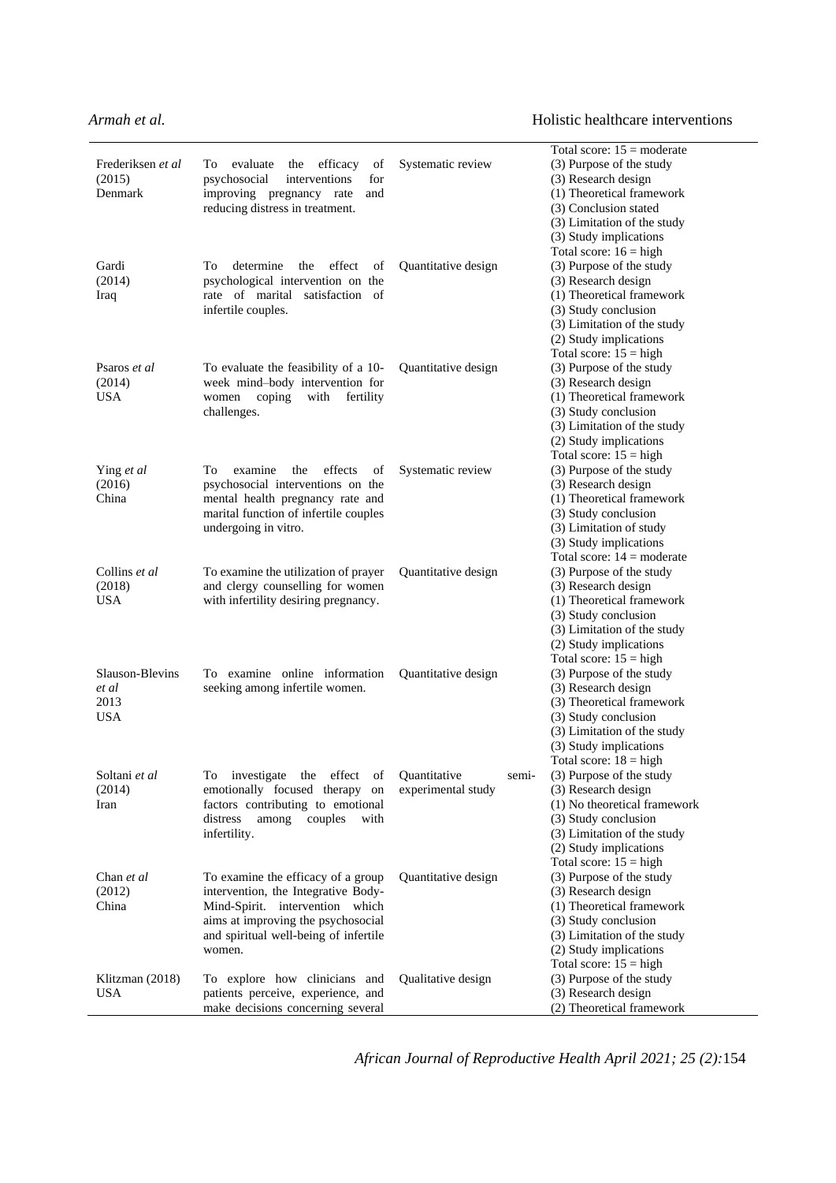| | | | |
|---|---|---|---|
| | | | Total score: 15 = moderate |
| Frederiksen *et al* (2015) Denmark | To evaluate the efficacy of psychosocial interventions for improving pregnancy rate and reducing distress in treatment. | Systematic review | (3) Purpose of the study<br>(3) Research design<br>(1) Theoretical framework<br>(3) Conclusion stated<br>(3) Limitation of the study<br>(3) Study implications<br>Total score: 16 = high |
| Gardi (2014) Iraq | To determine the effect of psychological intervention on the rate of marital satisfaction of infertile couples. | Quantitative design | (3) Purpose of the study<br>(3) Research design<br>(1) Theoretical framework<br>(3) Study conclusion<br>(3) Limitation of the study<br>(2) Study implications<br>Total score: 15 = high |
| Psaros *et al* (2014) USA | To evaluate the feasibility of a 10-week mind–body intervention for women coping with fertility challenges. | Quantitative design | (3) Purpose of the study<br>(3) Research design<br>(1) Theoretical framework<br>(3) Study conclusion<br>(3) Limitation of the study<br>(2) Study implications<br>Total score: 15 = high |
| Ying *et al* (2016) China | To examine the effects of psychosocial interventions on the mental health pregnancy rate and marital function of infertile couples undergoing in vitro. | Systematic review | (3) Purpose of the study<br>(3) Research design<br>(1) Theoretical framework<br>(3) Study conclusion<br>(3) Limitation of study<br>(3) Study implications<br>Total score: 14 = moderate |
| Collins *et al* (2018) USA | To examine the utilization of prayer and clergy counselling for women with infertility desiring pregnancy. | Quantitative design | (3) Purpose of the study<br>(3) Research design<br>(1) Theoretical framework<br>(3) Study conclusion<br>(3) Limitation of the study<br>(2) Study implications<br>Total score: 15 = high |
| Slauson-Blevins *et al* 2013 USA | To examine online information seeking among infertile women. | Quantitative design | (3) Purpose of the study<br>(3) Research design<br>(3) Theoretical framework<br>(3) Study conclusion<br>(3) Limitation of the study<br>(3) Study implications<br>Total score: 18 = high |
| Soltani *et al* (2014) Iran | To investigate the effect of emotionally focused therapy on factors contributing to emotional distress among couples with infertility. | Quantitative semi-experimental study | (3) Purpose of the study<br>(3) Research design<br>(1) No theoretical framework<br>(3) Study conclusion<br>(3) Limitation of the study<br>(2) Study implications<br>Total score: 15 = high |
| Chan *et al* (2012) China | To examine the efficacy of a group intervention, the Integrative Body-Mind-Spirit. intervention which aims at improving the psychosocial and spiritual well-being of infertile women. | Quantitative design | (3) Purpose of the study<br>(3) Research design<br>(1) Theoretical framework<br>(3) Study conclusion<br>(3) Limitation of the study<br>(2) Study implications<br>Total score: 15 = high |
| Klitzman (2018) USA | To explore how clinicians and patients perceive, experience, and make decisions concerning several | Qualitative design | (3) Purpose of the study<br>(3) Research design<br>(2) Theoretical framework |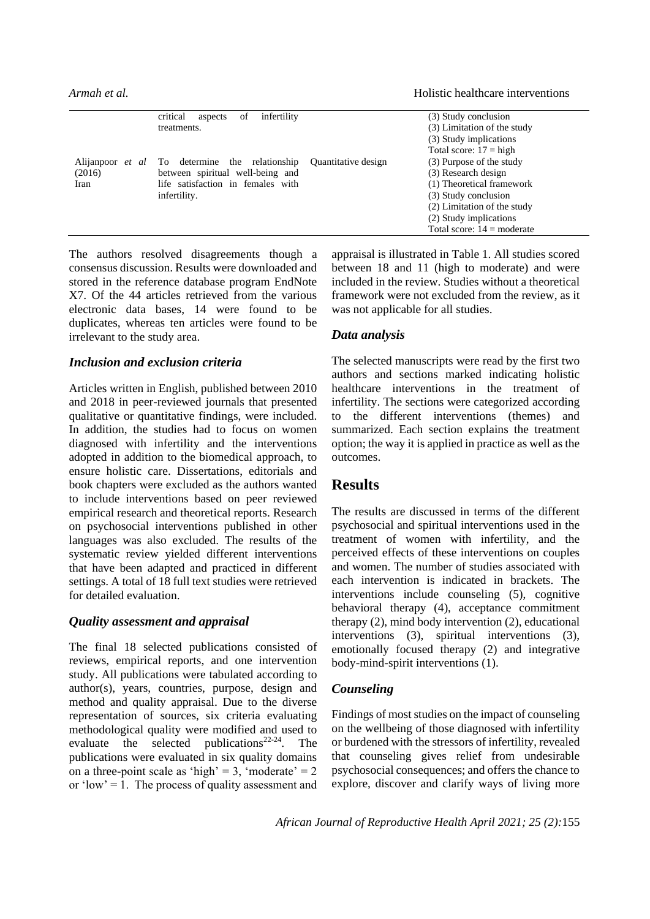|  | critical aspects of infertility treatments. |  | (3) Study conclusion<br>(3) Limitation of the study<br>(3) Study implications<br>Total score: 17 = high |
| --- | --- | --- | --- |
| Alijanpoor *et al* (2016)<br>Iran | To determine the relationship between spiritual well-being and life satisfaction in females with infertility. | Quantitative design | (3) Purpose of the study<br>(3) Research design<br>(1) Theoretical framework<br>(3) Study conclusion<br>(2) Limitation of the study<br>(2) Study implications<br>Total score: 14 = moderate |

The authors resolved disagreements though a consensus discussion. Results were downloaded and stored in the reference database program EndNote X7. Of the 44 articles retrieved from the various electronic data bases, 14 were found to be duplicates, whereas ten articles were found to be irrelevant to the study area.

### *Inclusion and exclusion criteria*

Articles written in English, published between 2010 and 2018 in peer-reviewed journals that presented qualitative or quantitative findings, were included. In addition, the studies had to focus on women diagnosed with infertility and the interventions adopted in addition to the biomedical approach, to ensure holistic care. Dissertations, editorials and book chapters were excluded as the authors wanted to include interventions based on peer reviewed empirical research and theoretical reports. Research on psychosocial interventions published in other languages was also excluded. The results of the systematic review yielded different interventions that have been adapted and practiced in different settings. A total of 18 full text studies were retrieved for detailed evaluation.

### *Quality assessment and appraisal*

The final 18 selected publications consisted of reviews, empirical reports, and one intervention study. All publications were tabulated according to author(s), years, countries, purpose, design and method and quality appraisal. Due to the diverse representation of sources, six criteria evaluating methodological quality were modified and used to evaluate the selected publications[22-24]. The publications were evaluated in six quality domains on a three-point scale as 'high' = 3, 'moderate' = 2 or 'low' = 1. The process of quality assessment and appraisal is illustrated in Table 1. All studies scored between 18 and 11 (high to moderate) and were included in the review. Studies without a theoretical framework were not excluded from the review, as it was not applicable for all studies.

### *Data analysis*

The selected manuscripts were read by the first two authors and sections marked indicating holistic healthcare interventions in the treatment of infertility. The sections were categorized according to the different interventions (themes) and summarized. Each section explains the treatment option; the way it is applied in practice as well as the outcomes.

## Results

The results are discussed in terms of the different psychosocial and spiritual interventions used in the treatment of women with infertility, and the perceived effects of these interventions on couples and women. The number of studies associated with each intervention is indicated in brackets. The interventions include counseling (5), cognitive behavioral therapy (4), acceptance commitment therapy (2), mind body intervention (2), educational interventions (3), spiritual interventions (3), emotionally focused therapy (2) and integrative body-mind-spirit interventions (1).

### *Counseling*

Findings of most studies on the impact of counseling on the wellbeing of those diagnosed with infertility or burdened with the stressors of infertility, revealed that counseling gives relief from undesirable psychosocial consequences; and offers the chance to explore, discover and clarify ways of living more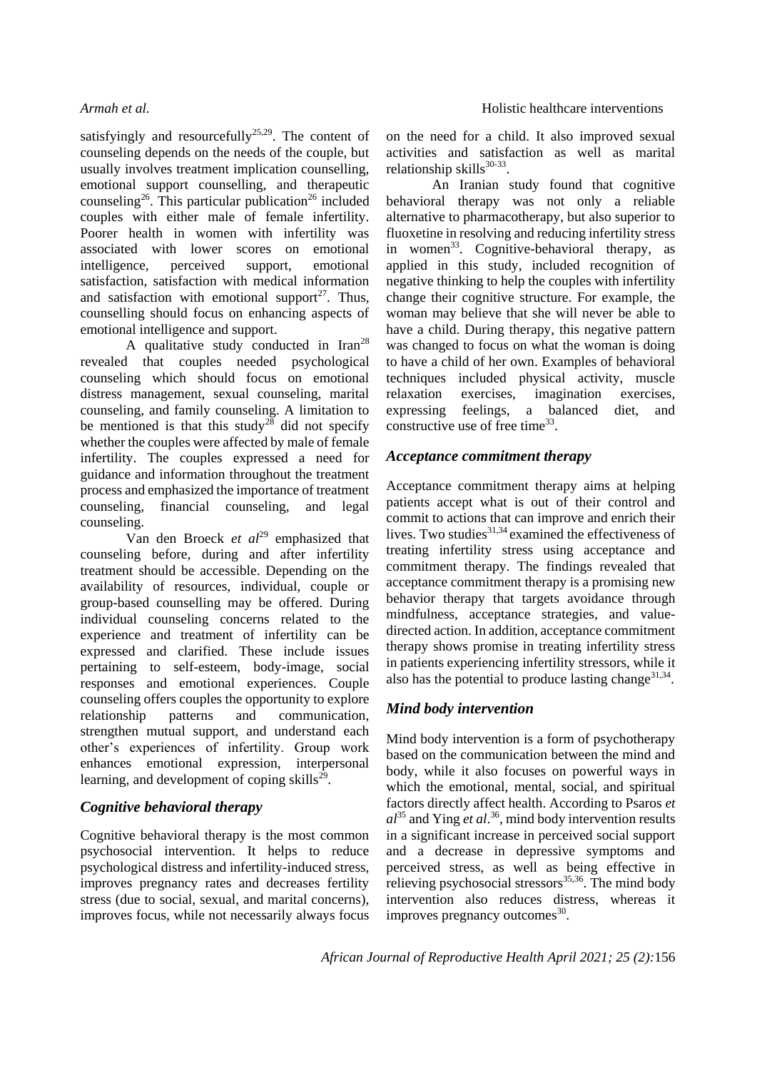satisfyingly and resourcefully[25,29]. The content of counseling depends on the needs of the couple, but usually involves treatment implication counselling, emotional support counselling, and therapeutic counseling[26]. This particular publication[26] included couples with either male of female infertility. Poorer health in women with infertility was associated with lower scores on emotional intelligence, perceived support, emotional satisfaction, satisfaction with medical information and satisfaction with emotional support[27]. Thus, counselling should focus on enhancing aspects of emotional intelligence and support.

A qualitative study conducted in Iran[28] revealed that couples needed psychological counseling which should focus on emotional distress management, sexual counseling, marital counseling, and family counseling. A limitation to be mentioned is that this study[28] did not specify whether the couples were affected by male of female infertility. The couples expressed a need for guidance and information throughout the treatment process and emphasized the importance of treatment counseling, financial counseling, and legal counseling.

Van den Broeck *et al*[29] emphasized that counseling before, during and after infertility treatment should be accessible. Depending on the availability of resources, individual, couple or group-based counselling may be offered. During individual counseling concerns related to the experience and treatment of infertility can be expressed and clarified. These include issues pertaining to self-esteem, body-image, social responses and emotional experiences. Couple counseling offers couples the opportunity to explore relationship patterns and communication, strengthen mutual support, and understand each other's experiences of infertility. Group work enhances emotional expression, interpersonal learning, and development of coping skills[29].

## *Cognitive behavioral therapy*

Cognitive behavioral therapy is the most common psychosocial intervention. It helps to reduce psychological distress and infertility-induced stress, improves pregnancy rates and decreases fertility stress (due to social, sexual, and marital concerns), improves focus, while not necessarily always focus on the need for a child. It also improved sexual activities and satisfaction as well as marital relationship skills[30-33].

An Iranian study found that cognitive behavioral therapy was not only a reliable alternative to pharmacotherapy, but also superior to fluoxetine in resolving and reducing infertility stress in women[33]. Cognitive-behavioral therapy, as applied in this study, included recognition of negative thinking to help the couples with infertility change their cognitive structure. For example, the woman may believe that she will never be able to have a child. During therapy, this negative pattern was changed to focus on what the woman is doing to have a child of her own. Examples of behavioral techniques included physical activity, muscle relaxation exercises, imagination exercises, expressing feelings, a balanced diet, and constructive use of free time[33].

## *Acceptance commitment therapy*

Acceptance commitment therapy aims at helping patients accept what is out of their control and commit to actions that can improve and enrich their lives. Two studies[31,34] examined the effectiveness of treating infertility stress using acceptance and commitment therapy. The findings revealed that acceptance commitment therapy is a promising new behavior therapy that targets avoidance through mindfulness, acceptance strategies, and value-directed action. In addition, acceptance commitment therapy shows promise in treating infertility stress in patients experiencing infertility stressors, while it also has the potential to produce lasting change[31,34].

## *Mind body intervention*

Mind body intervention is a form of psychotherapy based on the communication between the mind and body, while it also focuses on powerful ways in which the emotional, mental, social, and spiritual factors directly affect health. According to Psaros *et al*[35] and Ying *et al*.[36], mind body intervention results in a significant increase in perceived social support and a decrease in depressive symptoms and perceived stress, as well as being effective in relieving psychosocial stressors[35,36]. The mind body intervention also reduces distress, whereas it improves pregnancy outcomes[30].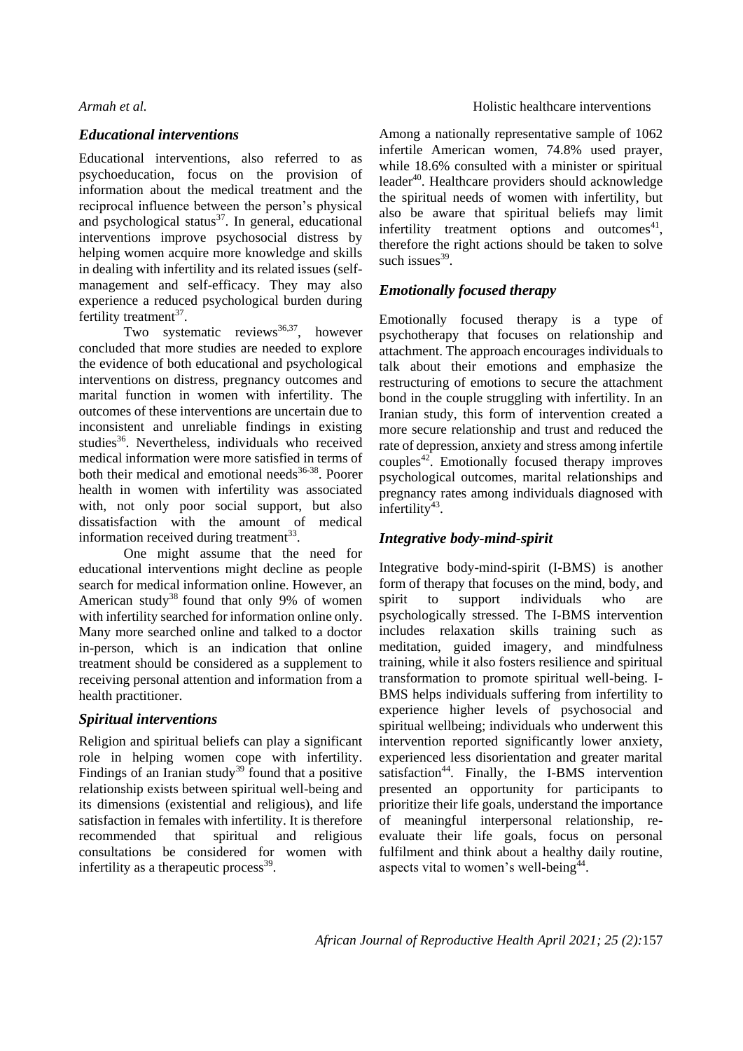## *Educational interventions*

Educational interventions, also referred to as psychoeducation, focus on the provision of information about the medical treatment and the reciprocal influence between the person's physical and psychological status[37]. In general, educational interventions improve psychosocial distress by helping women acquire more knowledge and skills in dealing with infertility and its related issues (self-management and self-efficacy. They may also experience a reduced psychological burden during fertility treatment[37].

Two systematic reviews[36,37], however concluded that more studies are needed to explore the evidence of both educational and psychological interventions on distress, pregnancy outcomes and marital function in women with infertility. The outcomes of these interventions are uncertain due to inconsistent and unreliable findings in existing studies[36]. Nevertheless, individuals who received medical information were more satisfied in terms of both their medical and emotional needs[36-38]. Poorer health in women with infertility was associated with, not only poor social support, but also dissatisfaction with the amount of medical information received during treatment[33].

One might assume that the need for educational interventions might decline as people search for medical information online. However, an American study[38] found that only 9% of women with infertility searched for information online only. Many more searched online and talked to a doctor in-person, which is an indication that online treatment should be considered as a supplement to receiving personal attention and information from a health practitioner.

## *Spiritual interventions*

Religion and spiritual beliefs can play a significant role in helping women cope with infertility. Findings of an Iranian study[39] found that a positive relationship exists between spiritual well-being and its dimensions (existential and religious), and life satisfaction in females with infertility. It is therefore recommended that spiritual and religious consultations be considered for women with infertility as a therapeutic process[39].

Among a nationally representative sample of 1062 infertile American women, 74.8% used prayer, while 18.6% consulted with a minister or spiritual leader[40]. Healthcare providers should acknowledge the spiritual needs of women with infertility, but also be aware that spiritual beliefs may limit infertility treatment options and outcomes[41], therefore the right actions should be taken to solve such issues[39].

## *Emotionally focused therapy*

Emotionally focused therapy is a type of psychotherapy that focuses on relationship and attachment. The approach encourages individuals to talk about their emotions and emphasize the restructuring of emotions to secure the attachment bond in the couple struggling with infertility. In an Iranian study, this form of intervention created a more secure relationship and trust and reduced the rate of depression, anxiety and stress among infertile couples[42]. Emotionally focused therapy improves psychological outcomes, marital relationships and pregnancy rates among individuals diagnosed with infertility[43].

## *Integrative body-mind-spirit*

Integrative body-mind-spirit (I-BMS) is another form of therapy that focuses on the mind, body, and spirit to support individuals who are psychologically stressed. The I-BMS intervention includes relaxation skills training such as meditation, guided imagery, and mindfulness training, while it also fosters resilience and spiritual transformation to promote spiritual well-being. I-BMS helps individuals suffering from infertility to experience higher levels of psychosocial and spiritual wellbeing; individuals who underwent this intervention reported significantly lower anxiety, experienced less disorientation and greater marital satisfaction[44]. Finally, the I-BMS intervention presented an opportunity for participants to prioritize their life goals, understand the importance of meaningful interpersonal relationship, re-evaluate their life goals, focus on personal fulfilment and think about a healthy daily routine, aspects vital to women's well-being[44].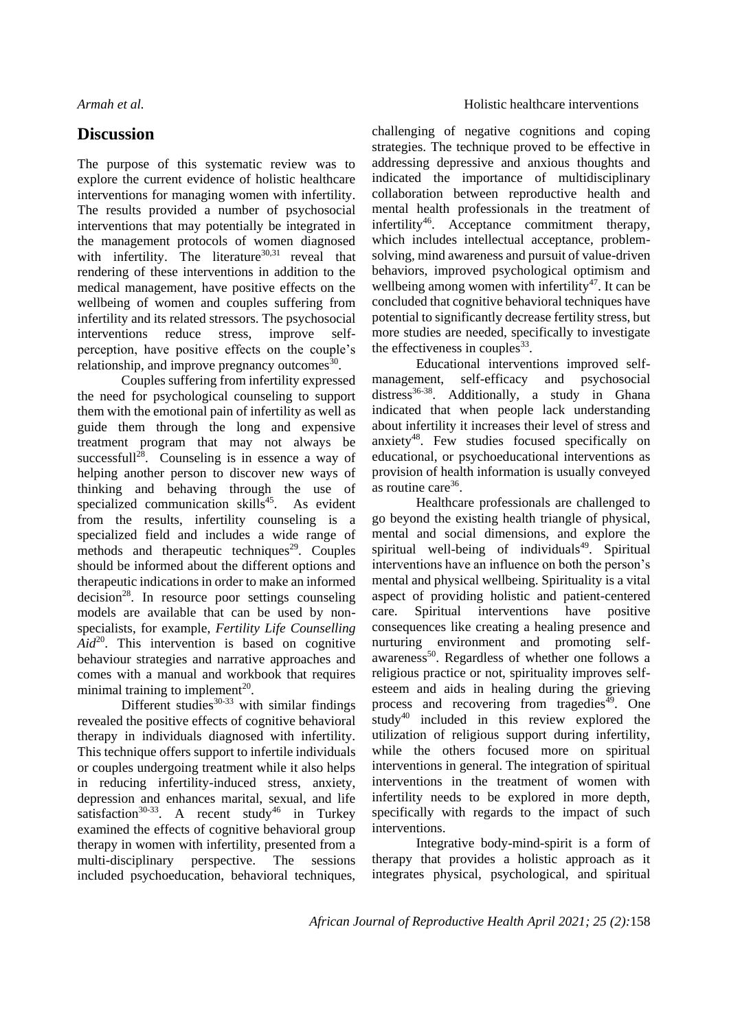## Discussion

The purpose of this systematic review was to explore the current evidence of holistic healthcare interventions for managing women with infertility. The results provided a number of psychosocial interventions that may potentially be integrated in the management protocols of women diagnosed with infertility. The literature[30,31] reveal that rendering of these interventions in addition to the medical management, have positive effects on the wellbeing of women and couples suffering from infertility and its related stressors. The psychosocial interventions reduce stress, improve self-perception, have positive effects on the couple's relationship, and improve pregnancy outcomes[30].

Couples suffering from infertility expressed the need for psychological counseling to support them with the emotional pain of infertility as well as guide them through the long and expensive treatment program that may not always be successfull[28]. Counseling is in essence a way of helping another person to discover new ways of thinking and behaving through the use of specialized communication skills[45]. As evident from the results, infertility counseling is a specialized field and includes a wide range of methods and therapeutic techniques[29]. Couples should be informed about the different options and therapeutic indications in order to make an informed decision[28]. In resource poor settings counseling models are available that can be used by non-specialists, for example, *Fertility Life Counselling Aid*[20]. This intervention is based on cognitive behaviour strategies and narrative approaches and comes with a manual and workbook that requires minimal training to implement[20].

Different studies[30-33] with similar findings revealed the positive effects of cognitive behavioral therapy in individuals diagnosed with infertility. This technique offers support to infertile individuals or couples undergoing treatment while it also helps in reducing infertility-induced stress, anxiety, depression and enhances marital, sexual, and life satisfaction[30-33]. A recent study[46] in Turkey examined the effects of cognitive behavioral group therapy in women with infertility, presented from a multi-disciplinary perspective. The sessions included psychoeducation, behavioral techniques, challenging of negative cognitions and coping strategies. The technique proved to be effective in addressing depressive and anxious thoughts and indicated the importance of multidisciplinary collaboration between reproductive health and mental health professionals in the treatment of infertility[46]. Acceptance commitment therapy, which includes intellectual acceptance, problem-solving, mind awareness and pursuit of value-driven behaviors, improved psychological optimism and wellbeing among women with infertility[47]. It can be concluded that cognitive behavioral techniques have potential to significantly decrease fertility stress, but more studies are needed, specifically to investigate the effectiveness in couples[33].

Educational interventions improved self-management, self-efficacy and psychosocial distress[36-38]. Additionally, a study in Ghana indicated that when people lack understanding about infertility it increases their level of stress and anxiety[48]. Few studies focused specifically on educational, or psychoeducational interventions as provision of health information is usually conveyed as routine care[36].

Healthcare professionals are challenged to go beyond the existing health triangle of physical, mental and social dimensions, and explore the spiritual well-being of individuals[49]. Spiritual interventions have an influence on both the person's mental and physical wellbeing. Spirituality is a vital aspect of providing holistic and patient-centered care. Spiritual interventions have positive consequences like creating a healing presence and nurturing environment and promoting self-awareness[50]. Regardless of whether one follows a religious practice or not, spirituality improves self-esteem and aids in healing during the grieving process and recovering from tragedies[49]. One study[40] included in this review explored the utilization of religious support during infertility, while the others focused more on spiritual interventions in general. The integration of spiritual interventions in the treatment of women with infertility needs to be explored in more depth, specifically with regards to the impact of such interventions.

Integrative body-mind-spirit is a form of therapy that provides a holistic approach as it integrates physical, psychological, and spiritual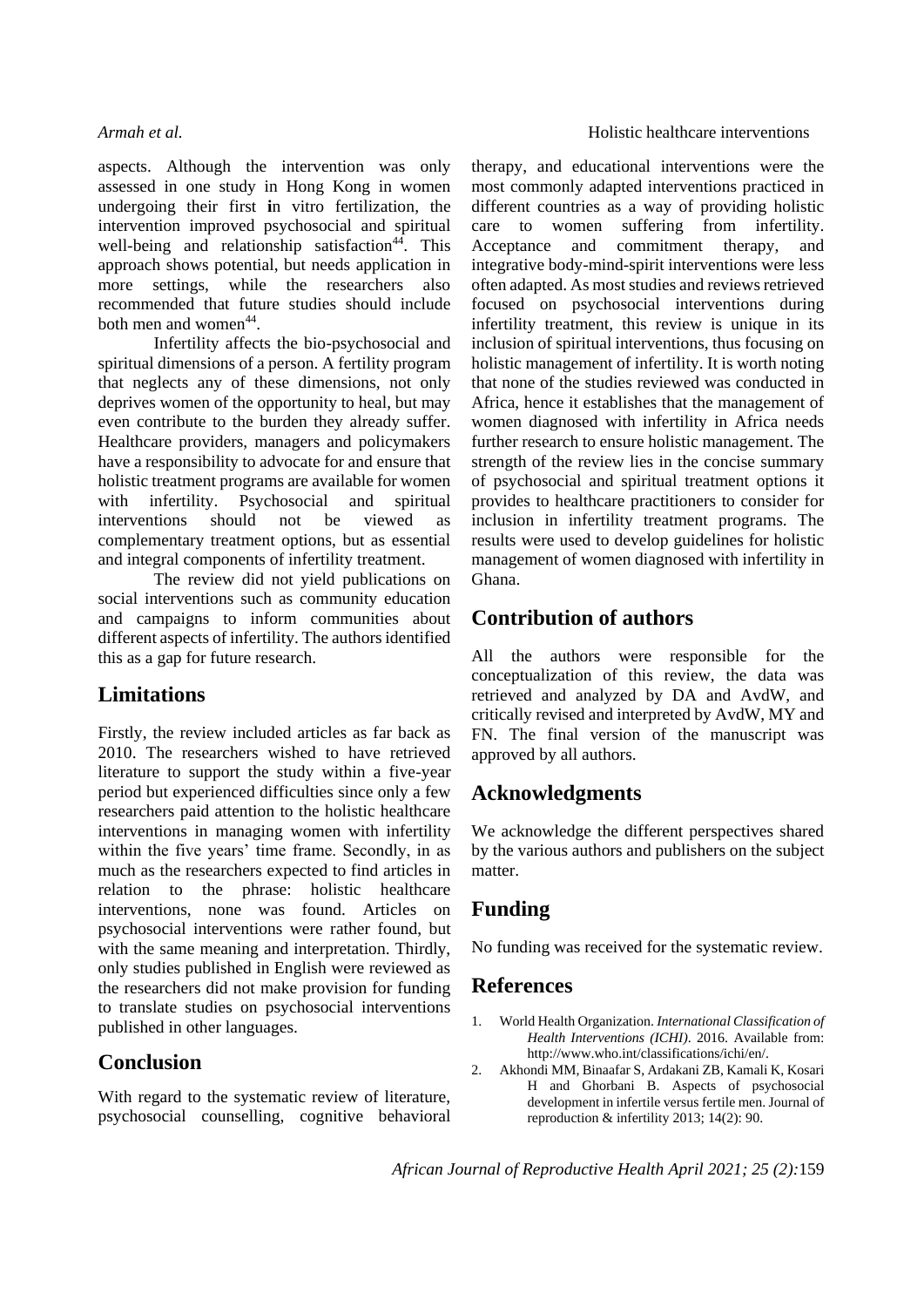aspects. Although the intervention was only assessed in one study in Hong Kong in women undergoing their first in vitro fertilization, the intervention improved psychosocial and spiritual well-being and relationship satisfaction[44]. This approach shows potential, but needs application in more settings, while the researchers also recommended that future studies should include both men and women[44].

Infertility affects the bio-psychosocial and spiritual dimensions of a person. A fertility program that neglects any of these dimensions, not only deprives women of the opportunity to heal, but may even contribute to the burden they already suffer. Healthcare providers, managers and policymakers have a responsibility to advocate for and ensure that holistic treatment programs are available for women with infertility. Psychosocial and spiritual interventions should not be viewed as complementary treatment options, but as essential and integral components of infertility treatment.

The review did not yield publications on social interventions such as community education and campaigns to inform communities about different aspects of infertility. The authors identified this as a gap for future research.

## Limitations

Firstly, the review included articles as far back as 2010. The researchers wished to have retrieved literature to support the study within a five-year period but experienced difficulties since only a few researchers paid attention to the holistic healthcare interventions in managing women with infertility within the five years' time frame. Secondly, in as much as the researchers expected to find articles in relation to the phrase: holistic healthcare interventions, none was found. Articles on psychosocial interventions were rather found, but with the same meaning and interpretation. Thirdly, only studies published in English were reviewed as the researchers did not make provision for funding to translate studies on psychosocial interventions published in other languages.

## Conclusion

With regard to the systematic review of literature, psychosocial counselling, cognitive behavioral therapy, and educational interventions were the most commonly adapted interventions practiced in different countries as a way of providing holistic care to women suffering from infertility. Acceptance and commitment therapy, and integrative body-mind-spirit interventions were less often adapted. As most studies and reviews retrieved focused on psychosocial interventions during infertility treatment, this review is unique in its inclusion of spiritual interventions, thus focusing on holistic management of infertility. It is worth noting that none of the studies reviewed was conducted in Africa, hence it establishes that the management of women diagnosed with infertility in Africa needs further research to ensure holistic management. The strength of the review lies in the concise summary of psychosocial and spiritual treatment options it provides to healthcare practitioners to consider for inclusion in infertility treatment programs. The results were used to develop guidelines for holistic management of women diagnosed with infertility in Ghana.

## Contribution of authors

All the authors were responsible for the conceptualization of this review, the data was retrieved and analyzed by DA and AvdW, and critically revised and interpreted by AvdW, MY and FN. The final version of the manuscript was approved by all authors.

## Acknowledgments

We acknowledge the different perspectives shared by the various authors and publishers on the subject matter.

## Funding

No funding was received for the systematic review.

## References

1. World Health Organization. *International Classification of Health Interventions (ICHI)*. 2016. Available from: http://www.who.int/classifications/ichi/en/.
2. Akhondi MM, Binaafar S, Ardakani ZB, Kamali K, Kosari H and Ghorbani B. Aspects of psychosocial development in infertile versus fertile men. Journal of reproduction & infertility 2013; 14(2): 90.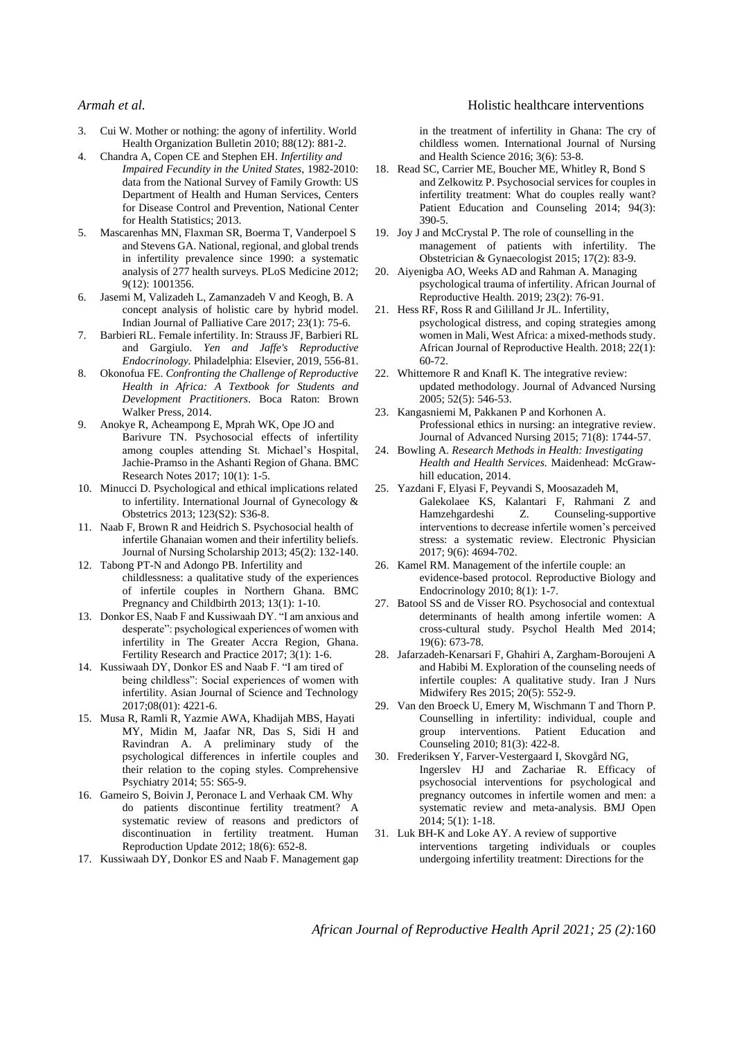3. Cui W. Mother or nothing: the agony of infertility. World Health Organization Bulletin 2010; 88(12): 881-2.
4. Chandra A, Copen CE and Stephen EH. *Infertility and Impaired Fecundity in the United States*, 1982-2010: data from the National Survey of Family Growth: US Department of Health and Human Services, Centers for Disease Control and Prevention, National Center for Health Statistics; 2013.
5. Mascarenhas MN, Flaxman SR, Boerma T, Vanderpoel S and Stevens GA. National, regional, and global trends in infertility prevalence since 1990: a systematic analysis of 277 health surveys. PLoS Medicine 2012; 9(12): 1001356.
6. Jasemi M, Valizadeh L, Zamanzadeh V and Keogh, B. A concept analysis of holistic care by hybrid model. Indian Journal of Palliative Care 2017; 23(1): 75-6.
7. Barbieri RL. Female infertility. In: Strauss JF, Barbieri RL and Gargiulo. *Yen and Jaffe's Reproductive Endocrinology.* Philadelphia: Elsevier, 2019, 556-81.
8. Okonofua FE. *Confronting the Challenge of Reproductive Health in Africa: A Textbook for Students and Development Practitioners*. Boca Raton: Brown Walker Press, 2014.
9. Anokye R, Acheampong E, Mprah WK, Ope JO and Barivure TN. Psychosocial effects of infertility among couples attending St. Michael's Hospital, Jachie-Pramso in the Ashanti Region of Ghana. BMC Research Notes 2017; 10(1): 1-5.
10. Minucci D. Psychological and ethical implications related to infertility. International Journal of Gynecology & Obstetrics 2013; 123(S2): S36-8.
11. Naab F, Brown R and Heidrich S. Psychosocial health of infertile Ghanaian women and their infertility beliefs. Journal of Nursing Scholarship 2013; 45(2): 132-140.
12. Tabong PT-N and Adongo PB. Infertility and childlessness: a qualitative study of the experiences of infertile couples in Northern Ghana. BMC Pregnancy and Childbirth 2013; 13(1): 1-10.
13. Donkor ES, Naab F and Kussiwaah DY. "I am anxious and desperate": psychological experiences of women with infertility in The Greater Accra Region, Ghana. Fertility Research and Practice 2017; 3(1): 1-6.
14. Kussiwaah DY, Donkor ES and Naab F. "I am tired of being childless": Social experiences of women with infertility. Asian Journal of Science and Technology 2017;08(01): 4221-6.
15. Musa R, Ramli R, Yazmie AWA, Khadijah MBS, Hayati MY, Midin M, Jaafar NR, Das S, Sidi H and Ravindran A. A preliminary study of the psychological differences in infertile couples and their relation to the coping styles. Comprehensive Psychiatry 2014; 55: S65-9.
16. Gameiro S, Boivin J, Peronace L and Verhaak CM. Why do patients discontinue fertility treatment? A systematic review of reasons and predictors of discontinuation in fertility treatment. Human Reproduction Update 2012; 18(6): 652-8.
17. Kussiwaah DY, Donkor ES and Naab F. Management gap in the treatment of infertility in Ghana: The cry of childless women. International Journal of Nursing and Health Science 2016; 3(6): 53-8.
18. Read SC, Carrier ME, Boucher ME, Whitley R, Bond S and Zelkowitz P. Psychosocial services for couples in infertility treatment: What do couples really want? Patient Education and Counseling 2014; 94(3): 390-5.
19. Joy J and McCrystal P. The role of counselling in the management of patients with infertility. The Obstetrician & Gynaecologist 2015; 17(2): 83-9.
20. Aiyenigba AO, Weeks AD and Rahman A. Managing psychological trauma of infertility. African Journal of Reproductive Health. 2019; 23(2): 76-91.
21. Hess RF, Ross R and Gililland Jr JL. Infertility, psychological distress, and coping strategies among women in Mali, West Africa: a mixed-methods study. African Journal of Reproductive Health. 2018; 22(1): 60-72.
22. Whittemore R and Knafl K. The integrative review: updated methodology. Journal of Advanced Nursing 2005; 52(5): 546-53.
23. Kangasniemi M, Pakkanen P and Korhonen A. Professional ethics in nursing: an integrative review. Journal of Advanced Nursing 2015; 71(8): 1744-57.
24. Bowling A. *Research Methods in Health: Investigating Health and Health Services.* Maidenhead: McGraw-hill education, 2014.
25. Yazdani F, Elyasi F, Peyvandi S, Moosazadeh M, Galekolaee KS, Kalantari F, Rahmani Z and Hamzehgardeshi Z. Counseling-supportive interventions to decrease infertile women's perceived stress: a systematic review. Electronic Physician 2017; 9(6): 4694-702.
26. Kamel RM. Management of the infertile couple: an evidence-based protocol. Reproductive Biology and Endocrinology 2010; 8(1): 1-7.
27. Batool SS and de Visser RO. Psychosocial and contextual determinants of health among infertile women: A cross-cultural study. Psychol Health Med 2014; 19(6): 673-78.
28. Jafarzadeh-Kenarsari F, Ghahiri A, Zargham-Boroujeni A and Habibi M. Exploration of the counseling needs of infertile couples: A qualitative study. Iran J Nurs Midwifery Res 2015; 20(5): 552-9.
29. Van den Broeck U, Emery M, Wischmann T and Thorn P. Counselling in infertility: individual, couple and group interventions. Patient Education and Counseling 2010; 81(3): 422-8.
30. Frederiksen Y, Farver-Vestergaard I, Skovgård NG, Ingerslev HJ and Zachariae R. Efficacy of psychosocial interventions for psychological and pregnancy outcomes in infertile women and men: a systematic review and meta-analysis. BMJ Open 2014; 5(1): 1-18.
31. Luk BH-K and Loke AY. A review of supportive interventions targeting individuals or couples undergoing infertility treatment: Directions for the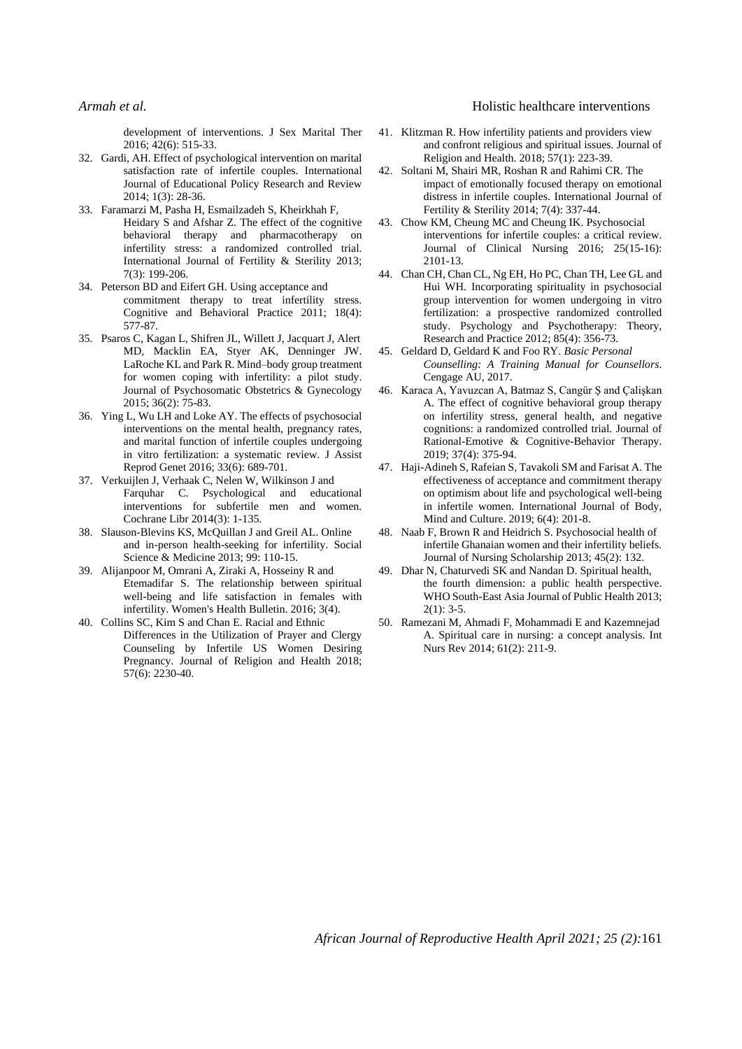development of interventions. J Sex Marital Ther 2016; 42(6): 515-33.

32. Gardi, AH. Effect of psychological intervention on marital satisfaction rate of infertile couples. International Journal of Educational Policy Research and Review 2014; 1(3): 28-36.
33. Faramarzi M, Pasha H, Esmailzadeh S, Kheirkhah F, Heidary S and Afshar Z. The effect of the cognitive behavioral therapy and pharmacotherapy on infertility stress: a randomized controlled trial. International Journal of Fertility & Sterility 2013; 7(3): 199-206.
34. Peterson BD and Eifert GH. Using acceptance and commitment therapy to treat infertility stress. Cognitive and Behavioral Practice 2011; 18(4): 577-87.
35. Psaros C, Kagan L, Shifren JL, Willett J, Jacquart J, Alert MD, Macklin EA, Styer AK, Denninger JW. LaRoche KL and Park R. Mind–body group treatment for women coping with infertility: a pilot study. Journal of Psychosomatic Obstetrics & Gynecology 2015; 36(2): 75-83.
36. Ying L, Wu LH and Loke AY. The effects of psychosocial interventions on the mental health, pregnancy rates, and marital function of infertile couples undergoing in vitro fertilization: a systematic review. J Assist Reprod Genet 2016; 33(6): 689-701.
37. Verkuijlen J, Verhaak C, Nelen W, Wilkinson J and Farquhar C. Psychological and educational interventions for subfertile men and women. Cochrane Libr 2014(3): 1-135.
38. Slauson-Blevins KS, McQuillan J and Greil AL. Online and in-person health-seeking for infertility. Social Science & Medicine 2013; 99: 110-15.
39. Alijanpoor M, Omrani A, Ziraki A, Hosseiny R and Etemadifar S. The relationship between spiritual well-being and life satisfaction in females with infertility. Women's Health Bulletin. 2016; 3(4).
40. Collins SC, Kim S and Chan E. Racial and Ethnic Differences in the Utilization of Prayer and Clergy Counseling by Infertile US Women Desiring Pregnancy. Journal of Religion and Health 2018; 57(6): 2230-40.
41. Klitzman R. How infertility patients and providers view and confront religious and spiritual issues. Journal of Religion and Health. 2018; 57(1): 223-39.
42. Soltani M, Shairi MR, Roshan R and Rahimi CR. The impact of emotionally focused therapy on emotional distress in infertile couples. International Journal of Fertility & Sterility 2014; 7(4): 337-44.
43. Chow KM, Cheung MC and Cheung IK. Psychosocial interventions for infertile couples: a critical review. Journal of Clinical Nursing 2016; 25(15-16): 2101-13.
44. Chan CH, Chan CL, Ng EH, Ho PC, Chan TH, Lee GL and Hui WH. Incorporating spirituality in psychosocial group intervention for women undergoing in vitro fertilization: a prospective randomized controlled study. Psychology and Psychotherapy: Theory, Research and Practice 2012; 85(4): 356-73.
45. Geldard D, Geldard K and Foo RY. *Basic Personal Counselling: A Training Manual for Counsellors*. Cengage AU, 2017.
46. Karaca A, Yavuzcan A, Batmaz S, Cangür Ş and Çalişkan A. The effect of cognitive behavioral group therapy on infertility stress, general health, and negative cognitions: a randomized controlled trial. Journal of Rational-Emotive & Cognitive-Behavior Therapy. 2019; 37(4): 375-94.
47. Haji-Adineh S, Rafeian S, Tavakoli SM and Farisat A. The effectiveness of acceptance and commitment therapy on optimism about life and psychological well-being in infertile women. International Journal of Body, Mind and Culture. 2019; 6(4): 201-8.
48. Naab F, Brown R and Heidrich S. Psychosocial health of infertile Ghanaian women and their infertility beliefs. Journal of Nursing Scholarship 2013; 45(2): 132.
49. Dhar N, Chaturvedi SK and Nandan D. Spiritual health, the fourth dimension: a public health perspective. WHO South-East Asia Journal of Public Health 2013; 2(1): 3-5.
50. Ramezani M, Ahmadi F, Mohammadi E and Kazemnejad A. Spiritual care in nursing: a concept analysis. Int Nurs Rev 2014; 61(2): 211-9.